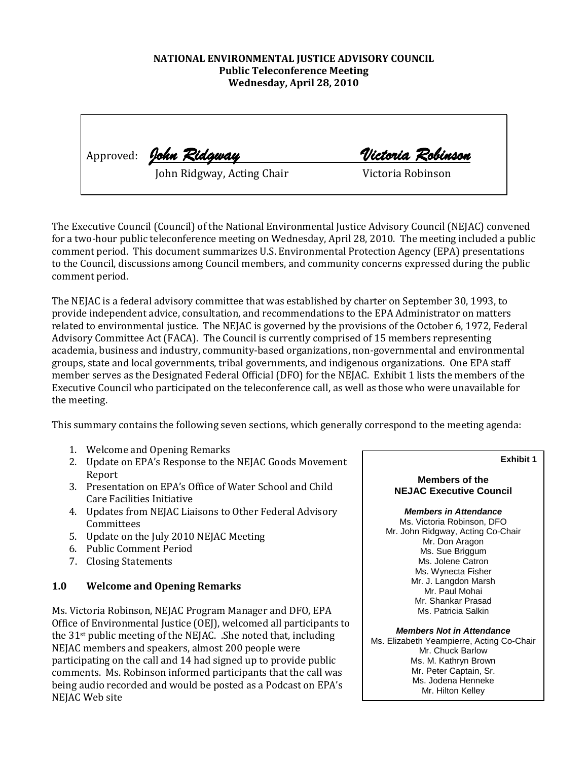**NATIONAL ENVIRONMENTAL JUSTICE ADVISORY COUNCIL**
**Public Teleconference Meeting**
**Wednesday, April 28, 2010**

Approved: *John Ridgway* *Victoria Robinson*

John Ridgway, Acting Chair Victoria Robinson

The Executive Council (Council) of the National Environmental Justice Advisory Council (NEJAC) convened for a two-hour public teleconference meeting on Wednesday, April 28, 2010. The meeting included a public comment period. This document summarizes U.S. Environmental Protection Agency (EPA) presentations to the Council, discussions among Council members, and community concerns expressed during the public comment period.

The NEJAC is a federal advisory committee that was established by charter on September 30, 1993, to provide independent advice, consultation, and recommendations to the EPA Administrator on matters related to environmental justice. The NEJAC is governed by the provisions of the October 6, 1972, Federal Advisory Committee Act (FACA). The Council is currently comprised of 15 members representing academia, business and industry, community-based organizations, non-governmental and environmental groups, state and local governments, tribal governments, and indigenous organizations. One EPA staff member serves as the Designated Federal Official (DFO) for the NEJAC. Exhibit 1 lists the members of the Executive Council who participated on the teleconference call, as well as those who were unavailable for the meeting.

This summary contains the following seven sections, which generally correspond to the meeting agenda:

1. Welcome and Opening Remarks
2. Update on EPA's Response to the NEJAC Goods Movement Report
3. Presentation on EPA's Office of Water School and Child Care Facilities Initiative
4. Updates from NEJAC Liaisons to Other Federal Advisory Committees
5. Update on the July 2010 NEJAC Meeting
6. Public Comment Period
7. Closing Statements

**Exhibit 1**

**Members of the NEJAC Executive Council**

***Members in Attendance***

Ms. Victoria Robinson, DFO
Mr. John Ridgway, Acting Co-Chair
Mr. Don Aragon
Ms. Sue Briggum
Ms. Jolene Catron
Ms. Wynecta Fisher
Mr. J. Langdon Marsh
Mr. Paul Mohai
Mr. Shankar Prasad
Ms. Patricia Salkin

***Members Not in Attendance***

Ms. Elizabeth Yeampierre, Acting Co-Chair
Mr. Chuck Barlow
Ms. M. Kathryn Brown
Mr. Peter Captain, Sr.
Ms. Jodena Henneke
Mr. Hilton Kelley

## 1.0 Welcome and Opening Remarks

Ms. Victoria Robinson, NEJAC Program Manager and DFO, EPA Office of Environmental Justice (OEJ), welcomed all participants to the 31st public meeting of the NEJAC. .She noted that, including NEJAC members and speakers, almost 200 people were participating on the call and 14 had signed up to provide public comments. Ms. Robinson informed participants that the call was being audio recorded and would be posted as a Podcast on EPA's NEJAC Web site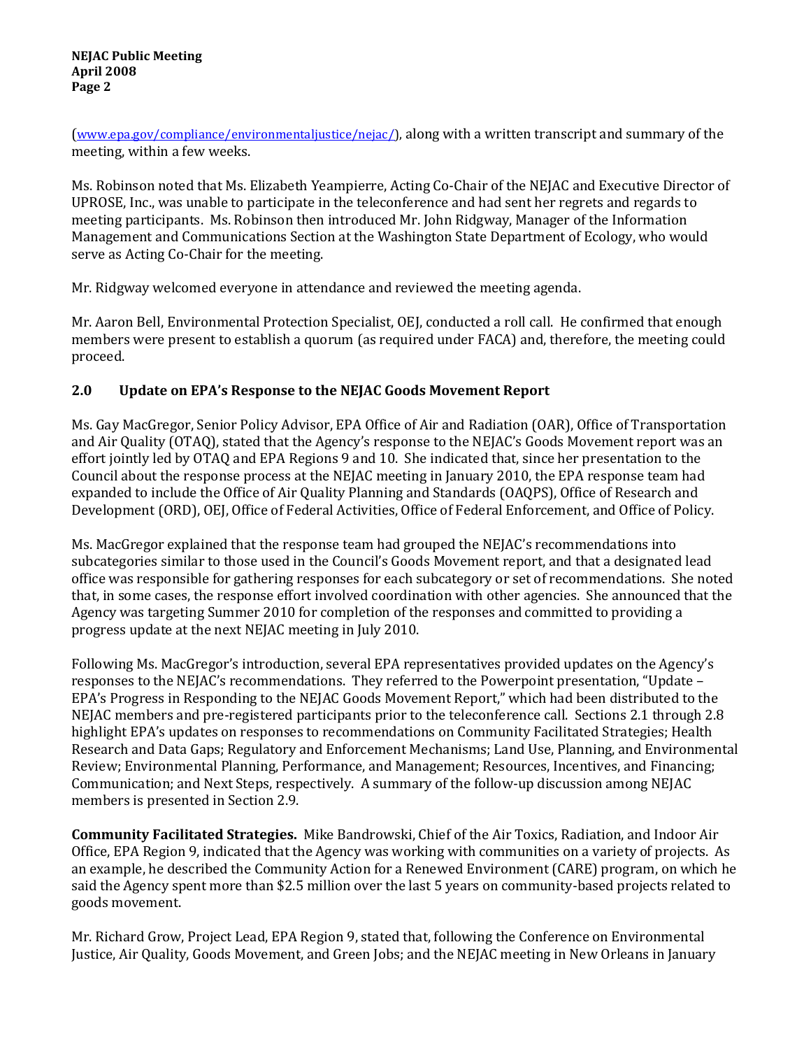(www.epa.gov/compliance/environmentaljustice/nejac/), along with a written transcript and summary of the meeting, within a few weeks.

Ms. Robinson noted that Ms. Elizabeth Yeampierre, Acting Co-Chair of the NEJAC and Executive Director of UPROSE, Inc., was unable to participate in the teleconference and had sent her regrets and regards to meeting participants. Ms. Robinson then introduced Mr. John Ridgway, Manager of the Information Management and Communications Section at the Washington State Department of Ecology, who would serve as Acting Co-Chair for the meeting.

Mr. Ridgway welcomed everyone in attendance and reviewed the meeting agenda.

Mr. Aaron Bell, Environmental Protection Specialist, OEJ, conducted a roll call. He confirmed that enough members were present to establish a quorum (as required under FACA) and, therefore, the meeting could proceed.

## 2.0 Update on EPA's Response to the NEJAC Goods Movement Report

Ms. Gay MacGregor, Senior Policy Advisor, EPA Office of Air and Radiation (OAR), Office of Transportation and Air Quality (OTAQ), stated that the Agency's response to the NEJAC's Goods Movement report was an effort jointly led by OTAQ and EPA Regions 9 and 10. She indicated that, since her presentation to the Council about the response process at the NEJAC meeting in January 2010, the EPA response team had expanded to include the Office of Air Quality Planning and Standards (OAQPS), Office of Research and Development (ORD), OEJ, Office of Federal Activities, Office of Federal Enforcement, and Office of Policy.

Ms. MacGregor explained that the response team had grouped the NEJAC's recommendations into subcategories similar to those used in the Council's Goods Movement report, and that a designated lead office was responsible for gathering responses for each subcategory or set of recommendations. She noted that, in some cases, the response effort involved coordination with other agencies. She announced that the Agency was targeting Summer 2010 for completion of the responses and committed to providing a progress update at the next NEJAC meeting in July 2010.

Following Ms. MacGregor's introduction, several EPA representatives provided updates on the Agency's responses to the NEJAC's recommendations. They referred to the Powerpoint presentation, "Update – EPA's Progress in Responding to the NEJAC Goods Movement Report," which had been distributed to the NEJAC members and pre-registered participants prior to the teleconference call. Sections 2.1 through 2.8 highlight EPA's updates on responses to recommendations on Community Facilitated Strategies; Health Research and Data Gaps; Regulatory and Enforcement Mechanisms; Land Use, Planning, and Environmental Review; Environmental Planning, Performance, and Management; Resources, Incentives, and Financing; Communication; and Next Steps, respectively. A summary of the follow-up discussion among NEJAC members is presented in Section 2.9.

**Community Facilitated Strategies.** Mike Bandrowski, Chief of the Air Toxics, Radiation, and Indoor Air Office, EPA Region 9, indicated that the Agency was working with communities on a variety of projects. As an example, he described the Community Action for a Renewed Environment (CARE) program, on which he said the Agency spent more than $2.5 million over the last 5 years on community-based projects related to goods movement.

Mr. Richard Grow, Project Lead, EPA Region 9, stated that, following the Conference on Environmental Justice, Air Quality, Goods Movement, and Green Jobs; and the NEJAC meeting in New Orleans in January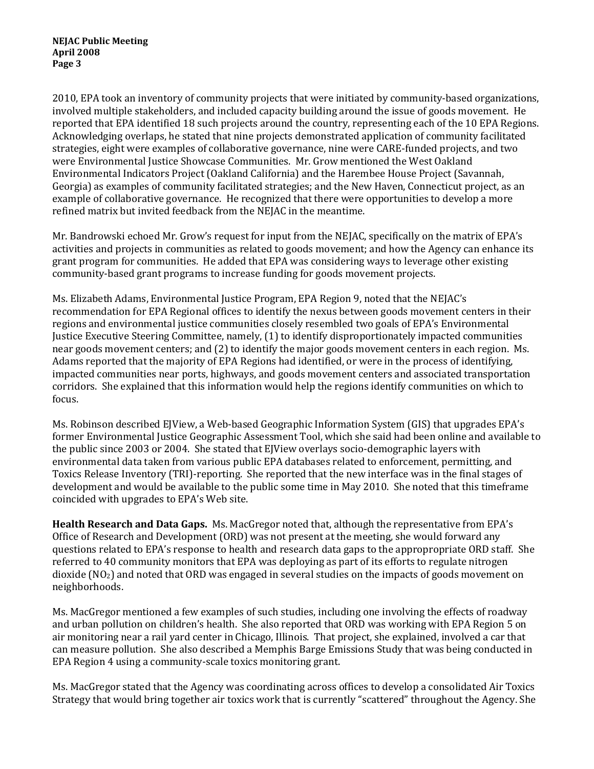2010, EPA took an inventory of community projects that were initiated by community-based organizations, involved multiple stakeholders, and included capacity building around the issue of goods movement. He reported that EPA identified 18 such projects around the country, representing each of the 10 EPA Regions. Acknowledging overlaps, he stated that nine projects demonstrated application of community facilitated strategies, eight were examples of collaborative governance, nine were CARE-funded projects, and two were Environmental Justice Showcase Communities. Mr. Grow mentioned the West Oakland Environmental Indicators Project (Oakland California) and the Harembee House Project (Savannah, Georgia) as examples of community facilitated strategies; and the New Haven, Connecticut project, as an example of collaborative governance. He recognized that there were opportunities to develop a more refined matrix but invited feedback from the NEJAC in the meantime.

Mr. Bandrowski echoed Mr. Grow's request for input from the NEJAC, specifically on the matrix of EPA's activities and projects in communities as related to goods movement; and how the Agency can enhance its grant program for communities. He added that EPA was considering ways to leverage other existing community-based grant programs to increase funding for goods movement projects.

Ms. Elizabeth Adams, Environmental Justice Program, EPA Region 9, noted that the NEJAC's recommendation for EPA Regional offices to identify the nexus between goods movement centers in their regions and environmental justice communities closely resembled two goals of EPA's Environmental Justice Executive Steering Committee, namely, (1) to identify disproportionately impacted communities near goods movement centers; and (2) to identify the major goods movement centers in each region. Ms. Adams reported that the majority of EPA Regions had identified, or were in the process of identifying, impacted communities near ports, highways, and goods movement centers and associated transportation corridors. She explained that this information would help the regions identify communities on which to focus.

Ms. Robinson described EJView, a Web-based Geographic Information System (GIS) that upgrades EPA's former Environmental Justice Geographic Assessment Tool, which she said had been online and available to the public since 2003 or 2004. She stated that EJView overlays socio-demographic layers with environmental data taken from various public EPA databases related to enforcement, permitting, and Toxics Release Inventory (TRI)-reporting. She reported that the new interface was in the final stages of development and would be available to the public some time in May 2010. She noted that this timeframe coincided with upgrades to EPA's Web site.

**Health Research and Data Gaps.** Ms. MacGregor noted that, although the representative from EPA's Office of Research and Development (ORD) was not present at the meeting, she would forward any questions related to EPA's response to health and research data gaps to the appropriate ORD staff. She referred to 40 community monitors that EPA was deploying as part of its efforts to regulate nitrogen dioxide ($NO_2$) and noted that ORD was engaged in several studies on the impacts of goods movement on neighborhoods.

Ms. MacGregor mentioned a few examples of such studies, including one involving the effects of roadway and urban pollution on children's health. She also reported that ORD was working with EPA Region 5 on air monitoring near a rail yard center in Chicago, Illinois. That project, she explained, involved a car that can measure pollution. She also described a Memphis Barge Emissions Study that was being conducted in EPA Region 4 using a community-scale toxics monitoring grant.

Ms. MacGregor stated that the Agency was coordinating across offices to develop a consolidated Air Toxics Strategy that would bring together air toxics work that is currently "scattered" throughout the Agency. She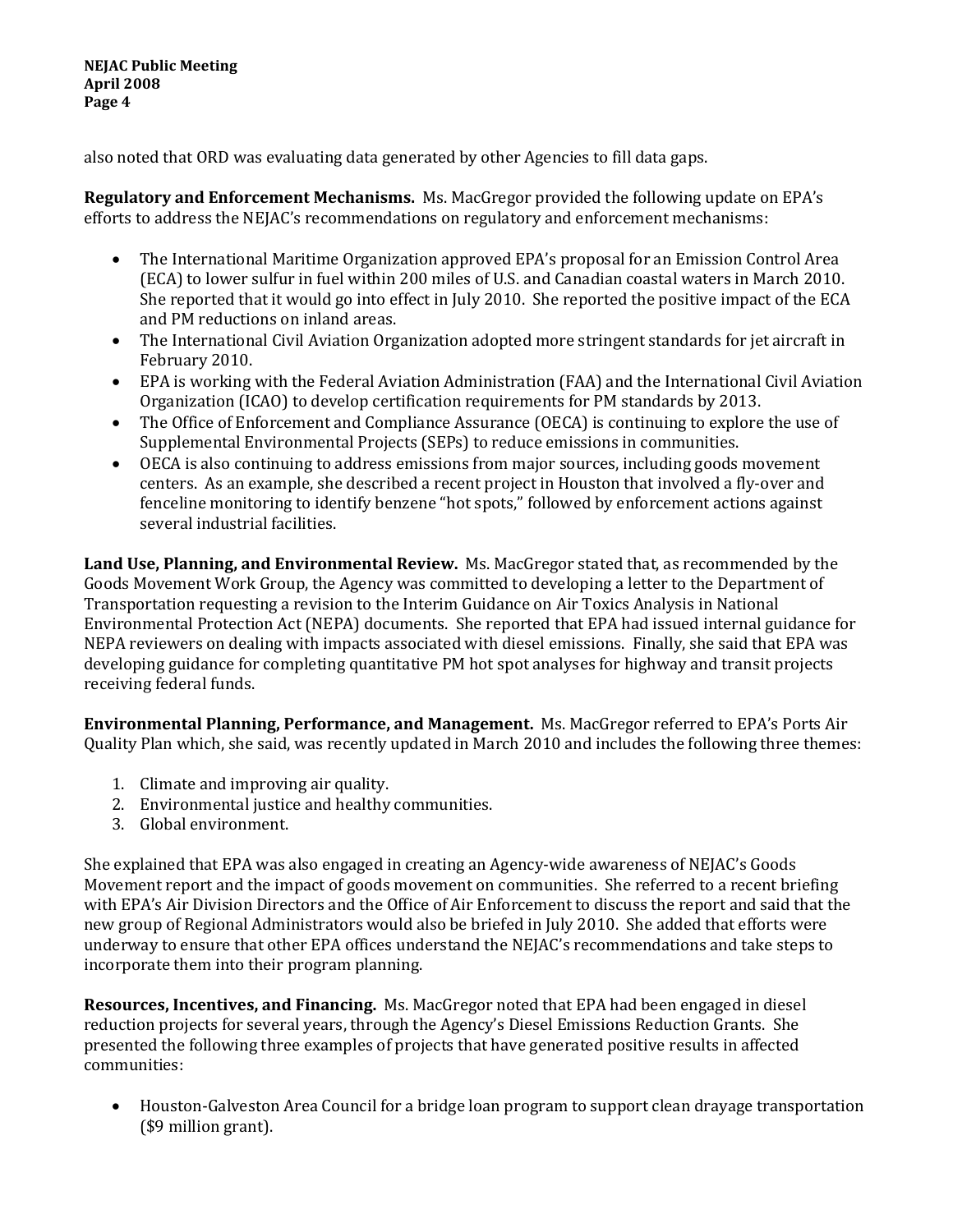also noted that ORD was evaluating data generated by other Agencies to fill data gaps.

**Regulatory and Enforcement Mechanisms.** Ms. MacGregor provided the following update on EPA's efforts to address the NEJAC's recommendations on regulatory and enforcement mechanisms:

- The International Maritime Organization approved EPA's proposal for an Emission Control Area (ECA) to lower sulfur in fuel within 200 miles of U.S. and Canadian coastal waters in March 2010. She reported that it would go into effect in July 2010. She reported the positive impact of the ECA and PM reductions on inland areas.
- The International Civil Aviation Organization adopted more stringent standards for jet aircraft in February 2010.
- EPA is working with the Federal Aviation Administration (FAA) and the International Civil Aviation Organization (ICAO) to develop certification requirements for PM standards by 2013.
- The Office of Enforcement and Compliance Assurance (OECA) is continuing to explore the use of Supplemental Environmental Projects (SEPs) to reduce emissions in communities.
- OECA is also continuing to address emissions from major sources, including goods movement centers. As an example, she described a recent project in Houston that involved a fly-over and fenceline monitoring to identify benzene "hot spots," followed by enforcement actions against several industrial facilities.

**Land Use, Planning, and Environmental Review.** Ms. MacGregor stated that, as recommended by the Goods Movement Work Group, the Agency was committed to developing a letter to the Department of Transportation requesting a revision to the Interim Guidance on Air Toxics Analysis in National Environmental Protection Act (NEPA) documents. She reported that EPA had issued internal guidance for NEPA reviewers on dealing with impacts associated with diesel emissions. Finally, she said that EPA was developing guidance for completing quantitative PM hot spot analyses for highway and transit projects receiving federal funds.

**Environmental Planning, Performance, and Management.** Ms. MacGregor referred to EPA's Ports Air Quality Plan which, she said, was recently updated in March 2010 and includes the following three themes:

1. Climate and improving air quality.
2. Environmental justice and healthy communities.
3. Global environment.

She explained that EPA was also engaged in creating an Agency-wide awareness of NEJAC's Goods Movement report and the impact of goods movement on communities. She referred to a recent briefing with EPA's Air Division Directors and the Office of Air Enforcement to discuss the report and said that the new group of Regional Administrators would also be briefed in July 2010. She added that efforts were underway to ensure that other EPA offices understand the NEJAC's recommendations and take steps to incorporate them into their program planning.

**Resources, Incentives, and Financing.** Ms. MacGregor noted that EPA had been engaged in diesel reduction projects for several years, through the Agency's Diesel Emissions Reduction Grants. She presented the following three examples of projects that have generated positive results in affected communities:

- Houston-Galveston Area Council for a bridge loan program to support clean drayage transportation ($9 million grant).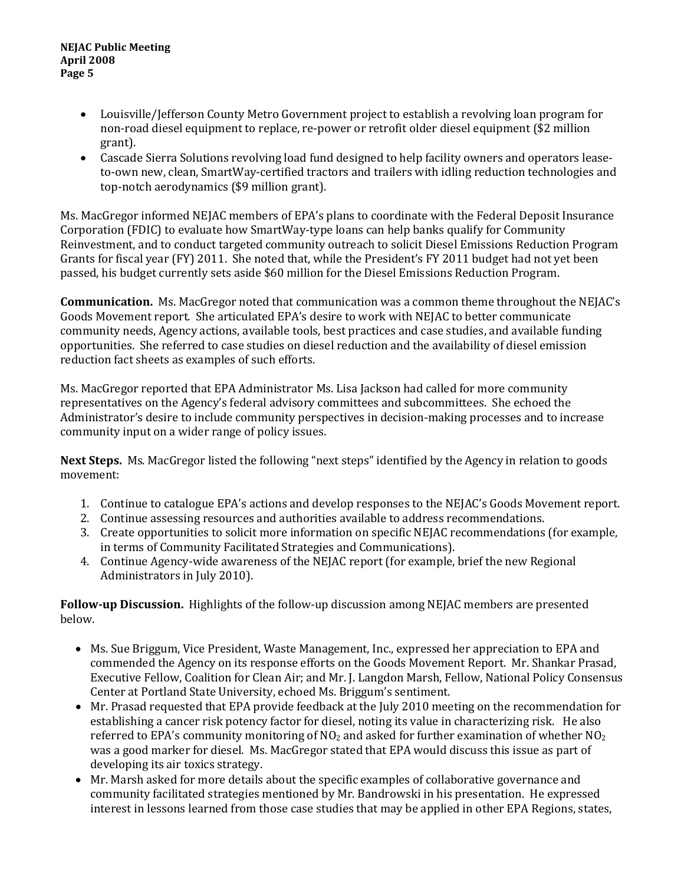- Louisville/Jefferson County Metro Government project to establish a revolving loan program for non-road diesel equipment to replace, re-power or retrofit older diesel equipment ($2 million grant).
- Cascade Sierra Solutions revolving load fund designed to help facility owners and operators lease-to-own new, clean, SmartWay-certified tractors and trailers with idling reduction technologies and top-notch aerodynamics ($9 million grant).

Ms. MacGregor informed NEJAC members of EPA's plans to coordinate with the Federal Deposit Insurance Corporation (FDIC) to evaluate how SmartWay-type loans can help banks qualify for Community Reinvestment, and to conduct targeted community outreach to solicit Diesel Emissions Reduction Program Grants for fiscal year (FY) 2011. She noted that, while the President's FY 2011 budget had not yet been passed, his budget currently sets aside $60 million for the Diesel Emissions Reduction Program.

**Communication.** Ms. MacGregor noted that communication was a common theme throughout the NEJAC's Goods Movement report. She articulated EPA's desire to work with NEJAC to better communicate community needs, Agency actions, available tools, best practices and case studies, and available funding opportunities. She referred to case studies on diesel reduction and the availability of diesel emission reduction fact sheets as examples of such efforts.

Ms. MacGregor reported that EPA Administrator Ms. Lisa Jackson had called for more community representatives on the Agency's federal advisory committees and subcommittees. She echoed the Administrator's desire to include community perspectives in decision-making processes and to increase community input on a wider range of policy issues.

**Next Steps.** Ms. MacGregor listed the following "next steps" identified by the Agency in relation to goods movement:

1. Continue to catalogue EPA's actions and develop responses to the NEJAC's Goods Movement report.
2. Continue assessing resources and authorities available to address recommendations.
3. Create opportunities to solicit more information on specific NEJAC recommendations (for example, in terms of Community Facilitated Strategies and Communications).
4. Continue Agency-wide awareness of the NEJAC report (for example, brief the new Regional Administrators in July 2010).

**Follow-up Discussion.** Highlights of the follow-up discussion among NEJAC members are presented below.

- Ms. Sue Briggum, Vice President, Waste Management, Inc., expressed her appreciation to EPA and commended the Agency on its response efforts on the Goods Movement Report. Mr. Shankar Prasad, Executive Fellow, Coalition for Clean Air; and Mr. J. Langdon Marsh, Fellow, National Policy Consensus Center at Portland State University, echoed Ms. Briggum's sentiment.
- Mr. Prasad requested that EPA provide feedback at the July 2010 meeting on the recommendation for establishing a cancer risk potency factor for diesel, noting its value in characterizing risk. He also referred to EPA's community monitoring of $NO_2$ and asked for further examination of whether $NO_2$ was a good marker for diesel. Ms. MacGregor stated that EPA would discuss this issue as part of developing its air toxics strategy.
- Mr. Marsh asked for more details about the specific examples of collaborative governance and community facilitated strategies mentioned by Mr. Bandrowski in his presentation. He expressed interest in lessons learned from those case studies that may be applied in other EPA Regions, states,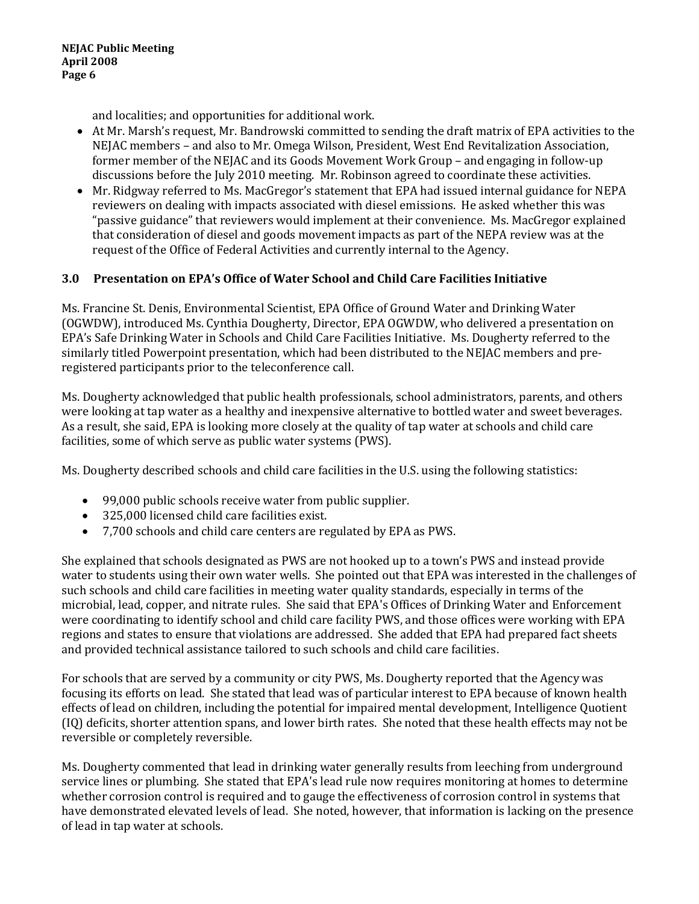and localities; and opportunities for additional work.

- At Mr. Marsh's request, Mr. Bandrowski committed to sending the draft matrix of EPA activities to the NEJAC members – and also to Mr. Omega Wilson, President, West End Revitalization Association, former member of the NEJAC and its Goods Movement Work Group – and engaging in follow-up discussions before the July 2010 meeting. Mr. Robinson agreed to coordinate these activities.
- Mr. Ridgway referred to Ms. MacGregor's statement that EPA had issued internal guidance for NEPA reviewers on dealing with impacts associated with diesel emissions. He asked whether this was "passive guidance" that reviewers would implement at their convenience. Ms. MacGregor explained that consideration of diesel and goods movement impacts as part of the NEPA review was at the request of the Office of Federal Activities and currently internal to the Agency.

## 3.0 Presentation on EPA's Office of Water School and Child Care Facilities Initiative

Ms. Francine St. Denis, Environmental Scientist, EPA Office of Ground Water and Drinking Water (OGWDW), introduced Ms. Cynthia Dougherty, Director, EPA OGWDW, who delivered a presentation on EPA's Safe Drinking Water in Schools and Child Care Facilities Initiative. Ms. Dougherty referred to the similarly titled Powerpoint presentation, which had been distributed to the NEJAC members and pre-registered participants prior to the teleconference call.

Ms. Dougherty acknowledged that public health professionals, school administrators, parents, and others were looking at tap water as a healthy and inexpensive alternative to bottled water and sweet beverages. As a result, she said, EPA is looking more closely at the quality of tap water at schools and child care facilities, some of which serve as public water systems (PWS).

Ms. Dougherty described schools and child care facilities in the U.S. using the following statistics:

- 99,000 public schools receive water from public supplier.
- 325,000 licensed child care facilities exist.
- 7,700 schools and child care centers are regulated by EPA as PWS.

She explained that schools designated as PWS are not hooked up to a town's PWS and instead provide water to students using their own water wells. She pointed out that EPA was interested in the challenges of such schools and child care facilities in meeting water quality standards, especially in terms of the microbial, lead, copper, and nitrate rules. She said that EPA's Offices of Drinking Water and Enforcement were coordinating to identify school and child care facility PWS, and those offices were working with EPA regions and states to ensure that violations are addressed. She added that EPA had prepared fact sheets and provided technical assistance tailored to such schools and child care facilities.

For schools that are served by a community or city PWS, Ms. Dougherty reported that the Agency was focusing its efforts on lead. She stated that lead was of particular interest to EPA because of known health effects of lead on children, including the potential for impaired mental development, Intelligence Quotient (IQ) deficits, shorter attention spans, and lower birth rates. She noted that these health effects may not be reversible or completely reversible.

Ms. Dougherty commented that lead in drinking water generally results from leeching from underground service lines or plumbing. She stated that EPA's lead rule now requires monitoring at homes to determine whether corrosion control is required and to gauge the effectiveness of corrosion control in systems that have demonstrated elevated levels of lead. She noted, however, that information is lacking on the presence of lead in tap water at schools.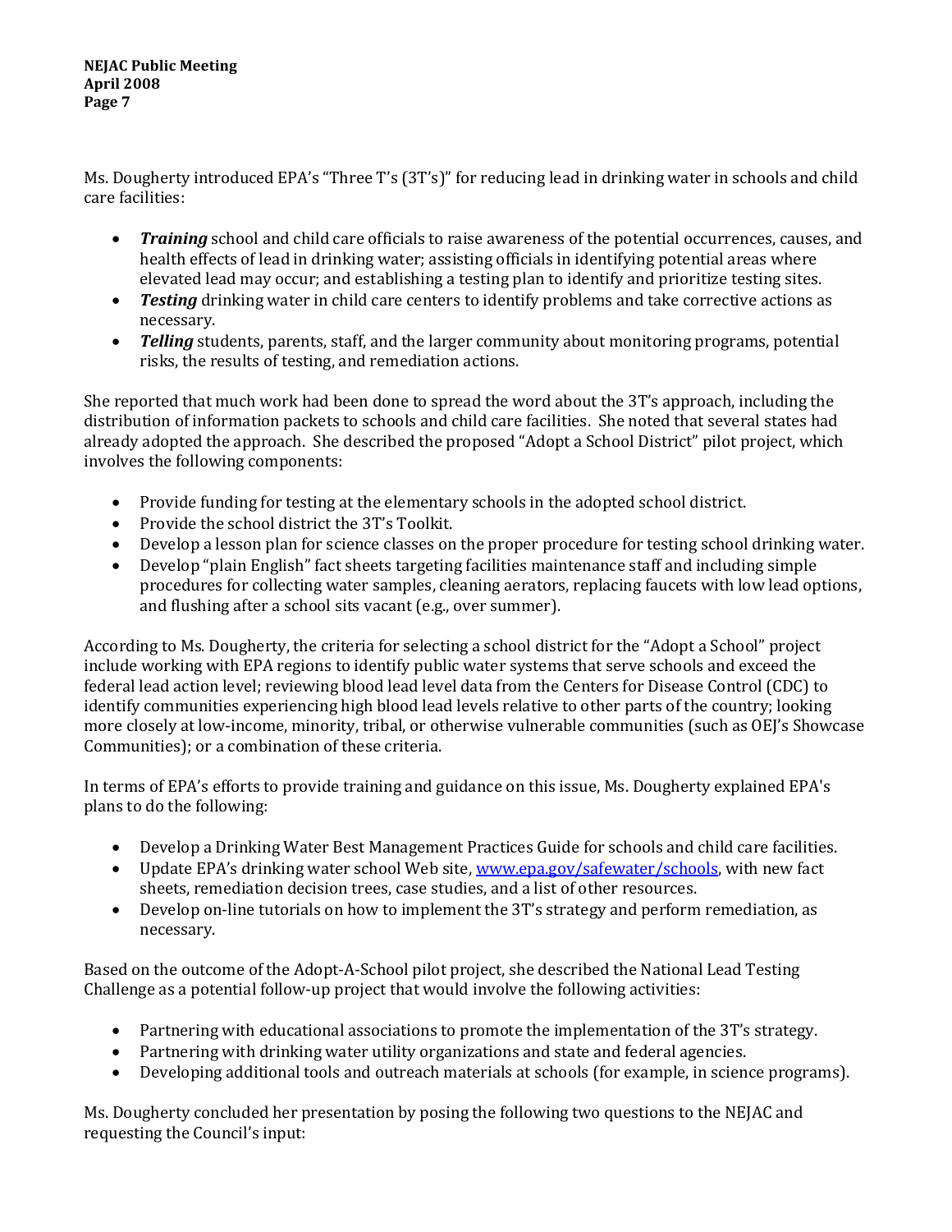Ms. Dougherty introduced EPA's "Three T's (3T's)" for reducing lead in drinking water in schools and child care facilities:

- ***Training*** school and child care officials to raise awareness of the potential occurrences, causes, and health effects of lead in drinking water; assisting officials in identifying potential areas where elevated lead may occur; and establishing a testing plan to identify and prioritize testing sites.
- ***Testing*** drinking water in child care centers to identify problems and take corrective actions as necessary.
- ***Telling*** students, parents, staff, and the larger community about monitoring programs, potential risks, the results of testing, and remediation actions.

She reported that much work had been done to spread the word about the 3T's approach, including the distribution of information packets to schools and child care facilities. She noted that several states had already adopted the approach. She described the proposed "Adopt a School District" pilot project, which involves the following components:

- Provide funding for testing at the elementary schools in the adopted school district.
- Provide the school district the 3T's Toolkit.
- Develop a lesson plan for science classes on the proper procedure for testing school drinking water.
- Develop "plain English" fact sheets targeting facilities maintenance staff and including simple procedures for collecting water samples, cleaning aerators, replacing faucets with low lead options, and flushing after a school sits vacant (e.g., over summer).

According to Ms. Dougherty, the criteria for selecting a school district for the "Adopt a School" project include working with EPA regions to identify public water systems that serve schools and exceed the federal lead action level; reviewing blood lead level data from the Centers for Disease Control (CDC) to identify communities experiencing high blood lead levels relative to other parts of the country; looking more closely at low-income, minority, tribal, or otherwise vulnerable communities (such as OEJ's Showcase Communities); or a combination of these criteria.

In terms of EPA's efforts to provide training and guidance on this issue, Ms. Dougherty explained EPA's plans to do the following:

- Develop a Drinking Water Best Management Practices Guide for schools and child care facilities.
- Update EPA's drinking water school Web site, [www.epa.gov/safewater/schools](www.epa.gov/safewater/schools), with new fact sheets, remediation decision trees, case studies, and a list of other resources.
- Develop on-line tutorials on how to implement the 3T's strategy and perform remediation, as necessary.

Based on the outcome of the Adopt-A-School pilot project, she described the National Lead Testing Challenge as a potential follow-up project that would involve the following activities:

- Partnering with educational associations to promote the implementation of the 3T's strategy.
- Partnering with drinking water utility organizations and state and federal agencies.
- Developing additional tools and outreach materials at schools (for example, in science programs).

Ms. Dougherty concluded her presentation by posing the following two questions to the NEJAC and requesting the Council's input: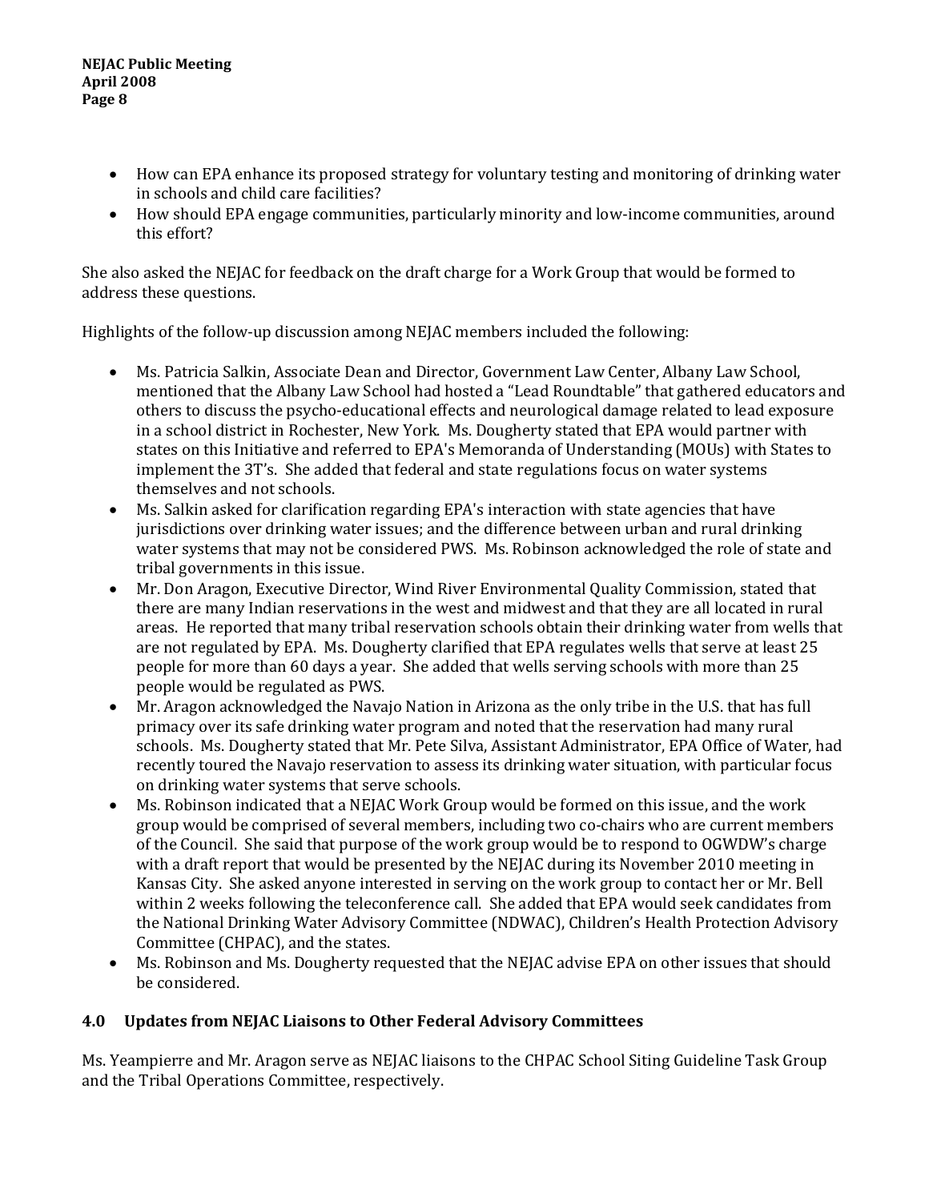- How can EPA enhance its proposed strategy for voluntary testing and monitoring of drinking water in schools and child care facilities?
- How should EPA engage communities, particularly minority and low-income communities, around this effort?

She also asked the NEJAC for feedback on the draft charge for a Work Group that would be formed to address these questions.

Highlights of the follow-up discussion among NEJAC members included the following:

- Ms. Patricia Salkin, Associate Dean and Director, Government Law Center, Albany Law School, mentioned that the Albany Law School had hosted a "Lead Roundtable" that gathered educators and others to discuss the psycho-educational effects and neurological damage related to lead exposure in a school district in Rochester, New York. Ms. Dougherty stated that EPA would partner with states on this Initiative and referred to EPA's Memoranda of Understanding (MOUs) with States to implement the 3T's. She added that federal and state regulations focus on water systems themselves and not schools.
- Ms. Salkin asked for clarification regarding EPA's interaction with state agencies that have jurisdictions over drinking water issues; and the difference between urban and rural drinking water systems that may not be considered PWS. Ms. Robinson acknowledged the role of state and tribal governments in this issue.
- Mr. Don Aragon, Executive Director, Wind River Environmental Quality Commission, stated that there are many Indian reservations in the west and midwest and that they are all located in rural areas. He reported that many tribal reservation schools obtain their drinking water from wells that are not regulated by EPA. Ms. Dougherty clarified that EPA regulates wells that serve at least 25 people for more than 60 days a year. She added that wells serving schools with more than 25 people would be regulated as PWS.
- Mr. Aragon acknowledged the Navajo Nation in Arizona as the only tribe in the U.S. that has full primacy over its safe drinking water program and noted that the reservation had many rural schools. Ms. Dougherty stated that Mr. Pete Silva, Assistant Administrator, EPA Office of Water, had recently toured the Navajo reservation to assess its drinking water situation, with particular focus on drinking water systems that serve schools.
- Ms. Robinson indicated that a NEJAC Work Group would be formed on this issue, and the work group would be comprised of several members, including two co-chairs who are current members of the Council. She said that purpose of the work group would be to respond to OGWDW's charge with a draft report that would be presented by the NEJAC during its November 2010 meeting in Kansas City. She asked anyone interested in serving on the work group to contact her or Mr. Bell within 2 weeks following the teleconference call. She added that EPA would seek candidates from the National Drinking Water Advisory Committee (NDWAC), Children's Health Protection Advisory Committee (CHPAC), and the states.
- Ms. Robinson and Ms. Dougherty requested that the NEJAC advise EPA on other issues that should be considered.

## 4.0 Updates from NEJAC Liaisons to Other Federal Advisory Committees

Ms. Yeampierre and Mr. Aragon serve as NEJAC liaisons to the CHPAC School Siting Guideline Task Group and the Tribal Operations Committee, respectively.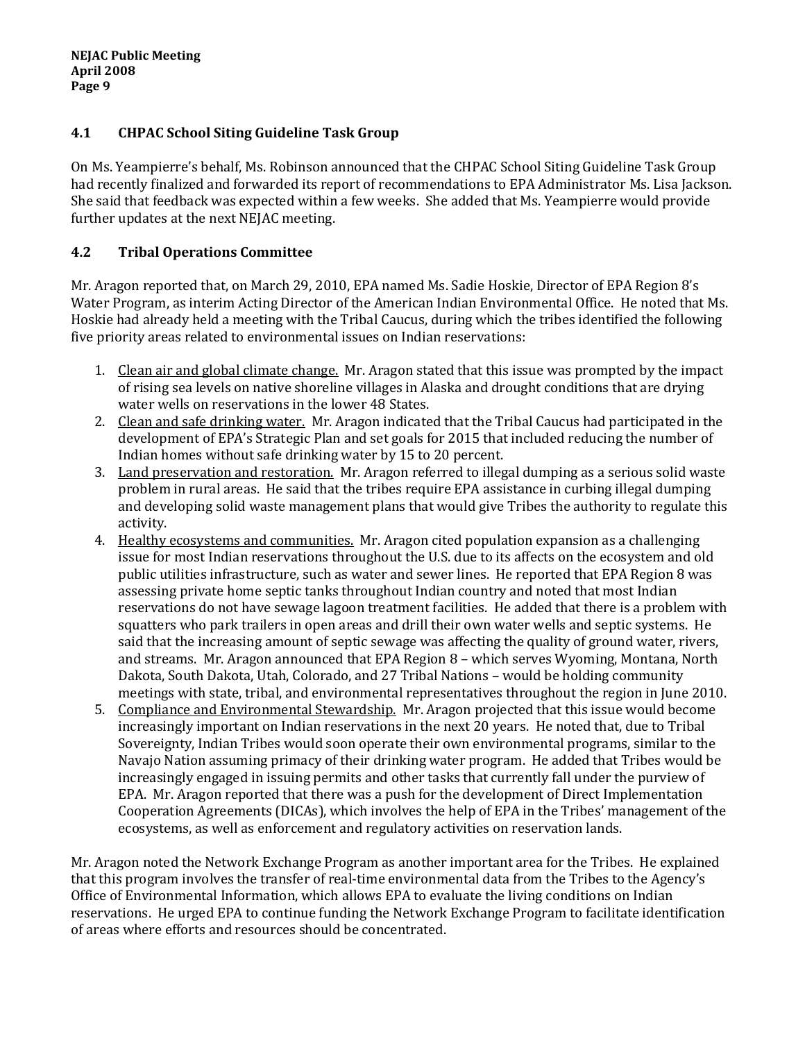### 4.1 CHPAC School Siting Guideline Task Group

On Ms. Yeampierre's behalf, Ms. Robinson announced that the CHPAC School Siting Guideline Task Group had recently finalized and forwarded its report of recommendations to EPA Administrator Ms. Lisa Jackson. She said that feedback was expected within a few weeks. She added that Ms. Yeampierre would provide further updates at the next NEJAC meeting.

### 4.2 Tribal Operations Committee

Mr. Aragon reported that, on March 29, 2010, EPA named Ms. Sadie Hoskie, Director of EPA Region 8's Water Program, as interim Acting Director of the American Indian Environmental Office. He noted that Ms. Hoskie had already held a meeting with the Tribal Caucus, during which the tribes identified the following five priority areas related to environmental issues on Indian reservations:

1. Clean air and global climate change. Mr. Aragon stated that this issue was prompted by the impact of rising sea levels on native shoreline villages in Alaska and drought conditions that are drying water wells on reservations in the lower 48 States.
2. Clean and safe drinking water. Mr. Aragon indicated that the Tribal Caucus had participated in the development of EPA's Strategic Plan and set goals for 2015 that included reducing the number of Indian homes without safe drinking water by 15 to 20 percent.
3. Land preservation and restoration. Mr. Aragon referred to illegal dumping as a serious solid waste problem in rural areas. He said that the tribes require EPA assistance in curbing illegal dumping and developing solid waste management plans that would give Tribes the authority to regulate this activity.
4. Healthy ecosystems and communities. Mr. Aragon cited population expansion as a challenging issue for most Indian reservations throughout the U.S. due to its affects on the ecosystem and old public utilities infrastructure, such as water and sewer lines. He reported that EPA Region 8 was assessing private home septic tanks throughout Indian country and noted that most Indian reservations do not have sewage lagoon treatment facilities. He added that there is a problem with squatters who park trailers in open areas and drill their own water wells and septic systems. He said that the increasing amount of septic sewage was affecting the quality of ground water, rivers, and streams. Mr. Aragon announced that EPA Region 8 – which serves Wyoming, Montana, North Dakota, South Dakota, Utah, Colorado, and 27 Tribal Nations – would be holding community meetings with state, tribal, and environmental representatives throughout the region in June 2010.
5. Compliance and Environmental Stewardship. Mr. Aragon projected that this issue would become increasingly important on Indian reservations in the next 20 years. He noted that, due to Tribal Sovereignty, Indian Tribes would soon operate their own environmental programs, similar to the Navajo Nation assuming primacy of their drinking water program. He added that Tribes would be increasingly engaged in issuing permits and other tasks that currently fall under the purview of EPA. Mr. Aragon reported that there was a push for the development of Direct Implementation Cooperation Agreements (DICAs), which involves the help of EPA in the Tribes' management of the ecosystems, as well as enforcement and regulatory activities on reservation lands.

Mr. Aragon noted the Network Exchange Program as another important area for the Tribes. He explained that this program involves the transfer of real-time environmental data from the Tribes to the Agency's Office of Environmental Information, which allows EPA to evaluate the living conditions on Indian reservations. He urged EPA to continue funding the Network Exchange Program to facilitate identification of areas where efforts and resources should be concentrated.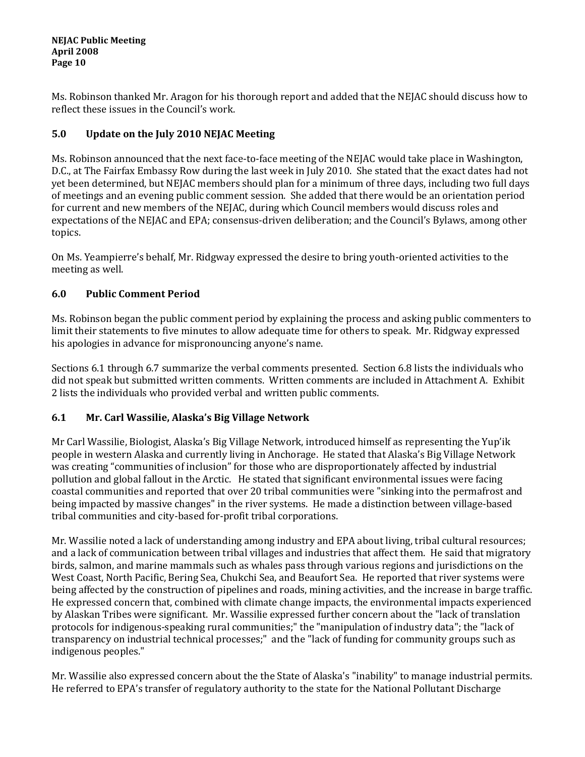Ms. Robinson thanked Mr. Aragon for his thorough report and added that the NEJAC should discuss how to reflect these issues in the Council's work.

## 5.0 Update on the July 2010 NEJAC Meeting

Ms. Robinson announced that the next face-to-face meeting of the NEJAC would take place in Washington, D.C., at The Fairfax Embassy Row during the last week in July 2010. She stated that the exact dates had not yet been determined, but NEJAC members should plan for a minimum of three days, including two full days of meetings and an evening public comment session. She added that there would be an orientation period for current and new members of the NEJAC, during which Council members would discuss roles and expectations of the NEJAC and EPA; consensus-driven deliberation; and the Council's Bylaws, among other topics.

On Ms. Yeampierre's behalf, Mr. Ridgway expressed the desire to bring youth-oriented activities to the meeting as well.

## 6.0 Public Comment Period

Ms. Robinson began the public comment period by explaining the process and asking public commenters to limit their statements to five minutes to allow adequate time for others to speak. Mr. Ridgway expressed his apologies in advance for mispronouncing anyone's name.

Sections 6.1 through 6.7 summarize the verbal comments presented. Section 6.8 lists the individuals who did not speak but submitted written comments. Written comments are included in Attachment A. Exhibit 2 lists the individuals who provided verbal and written public comments.

### 6.1 Mr. Carl Wassilie, Alaska's Big Village Network

Mr Carl Wassilie, Biologist, Alaska's Big Village Network, introduced himself as representing the Yup'ik people in western Alaska and currently living in Anchorage. He stated that Alaska's Big Village Network was creating "communities of inclusion" for those who are disproportionately affected by industrial pollution and global fallout in the Arctic. He stated that significant environmental issues were facing coastal communities and reported that over 20 tribal communities were "sinking into the permafrost and being impacted by massive changes" in the river systems. He made a distinction between village-based tribal communities and city-based for-profit tribal corporations.

Mr. Wassilie noted a lack of understanding among industry and EPA about living, tribal cultural resources; and a lack of communication between tribal villages and industries that affect them. He said that migratory birds, salmon, and marine mammals such as whales pass through various regions and jurisdictions on the West Coast, North Pacific, Bering Sea, Chukchi Sea, and Beaufort Sea. He reported that river systems were being affected by the construction of pipelines and roads, mining activities, and the increase in barge traffic. He expressed concern that, combined with climate change impacts, the environmental impacts experienced by Alaskan Tribes were significant. Mr. Wassilie expressed further concern about the "lack of translation protocols for indigenous-speaking rural communities;" the "manipulation of industry data"; the "lack of transparency on industrial technical processes;" and the "lack of funding for community groups such as indigenous peoples."

Mr. Wassilie also expressed concern about the the State of Alaska's "inability" to manage industrial permits. He referred to EPA's transfer of regulatory authority to the state for the National Pollutant Discharge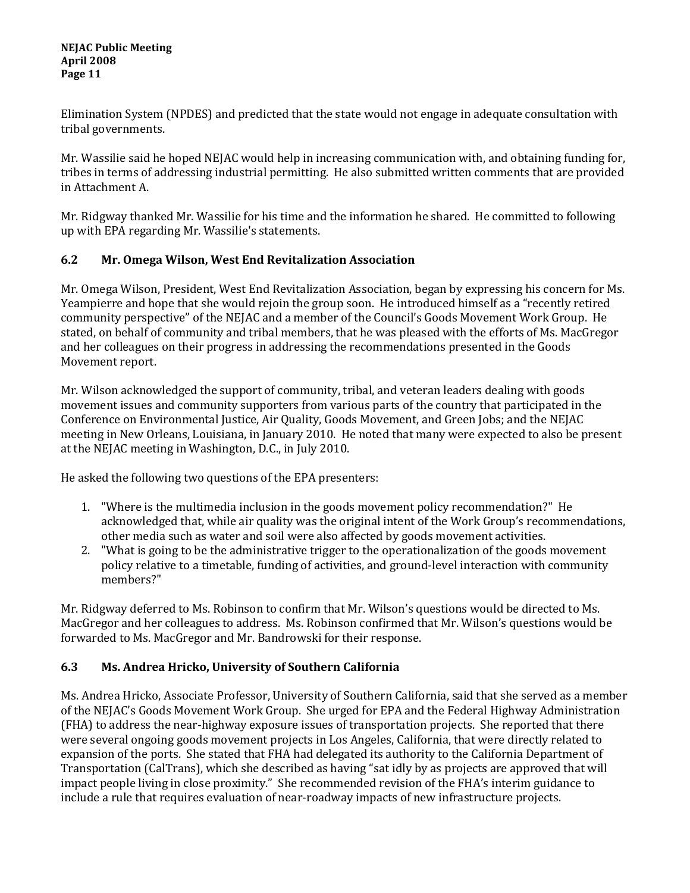Elimination System (NPDES) and predicted that the state would not engage in adequate consultation with tribal governments.

Mr. Wassilie said he hoped NEJAC would help in increasing communication with, and obtaining funding for, tribes in terms of addressing industrial permitting. He also submitted written comments that are provided in Attachment A.

Mr. Ridgway thanked Mr. Wassilie for his time and the information he shared. He committed to following up with EPA regarding Mr. Wassilie's statements.

### 6.2 Mr. Omega Wilson, West End Revitalization Association

Mr. Omega Wilson, President, West End Revitalization Association, began by expressing his concern for Ms. Yeampierre and hope that she would rejoin the group soon. He introduced himself as a "recently retired community perspective" of the NEJAC and a member of the Council's Goods Movement Work Group. He stated, on behalf of community and tribal members, that he was pleased with the efforts of Ms. MacGregor and her colleagues on their progress in addressing the recommendations presented in the Goods Movement report.

Mr. Wilson acknowledged the support of community, tribal, and veteran leaders dealing with goods movement issues and community supporters from various parts of the country that participated in the Conference on Environmental Justice, Air Quality, Goods Movement, and Green Jobs; and the NEJAC meeting in New Orleans, Louisiana, in January 2010. He noted that many were expected to also be present at the NEJAC meeting in Washington, D.C., in July 2010.

He asked the following two questions of the EPA presenters:

1. "Where is the multimedia inclusion in the goods movement policy recommendation?" He acknowledged that, while air quality was the original intent of the Work Group's recommendations, other media such as water and soil were also affected by goods movement activities.
2. "What is going to be the administrative trigger to the operationalization of the goods movement policy relative to a timetable, funding of activities, and ground-level interaction with community members?"

Mr. Ridgway deferred to Ms. Robinson to confirm that Mr. Wilson's questions would be directed to Ms. MacGregor and her colleagues to address. Ms. Robinson confirmed that Mr. Wilson's questions would be forwarded to Ms. MacGregor and Mr. Bandrowski for their response.

### 6.3 Ms. Andrea Hricko, University of Southern California

Ms. Andrea Hricko, Associate Professor, University of Southern California, said that she served as a member of the NEJAC's Goods Movement Work Group. She urged for EPA and the Federal Highway Administration (FHA) to address the near-highway exposure issues of transportation projects. She reported that there were several ongoing goods movement projects in Los Angeles, California, that were directly related to expansion of the ports. She stated that FHA had delegated its authority to the California Department of Transportation (CalTrans), which she described as having "sat idly by as projects are approved that will impact people living in close proximity." She recommended revision of the FHA's interim guidance to include a rule that requires evaluation of near-roadway impacts of new infrastructure projects.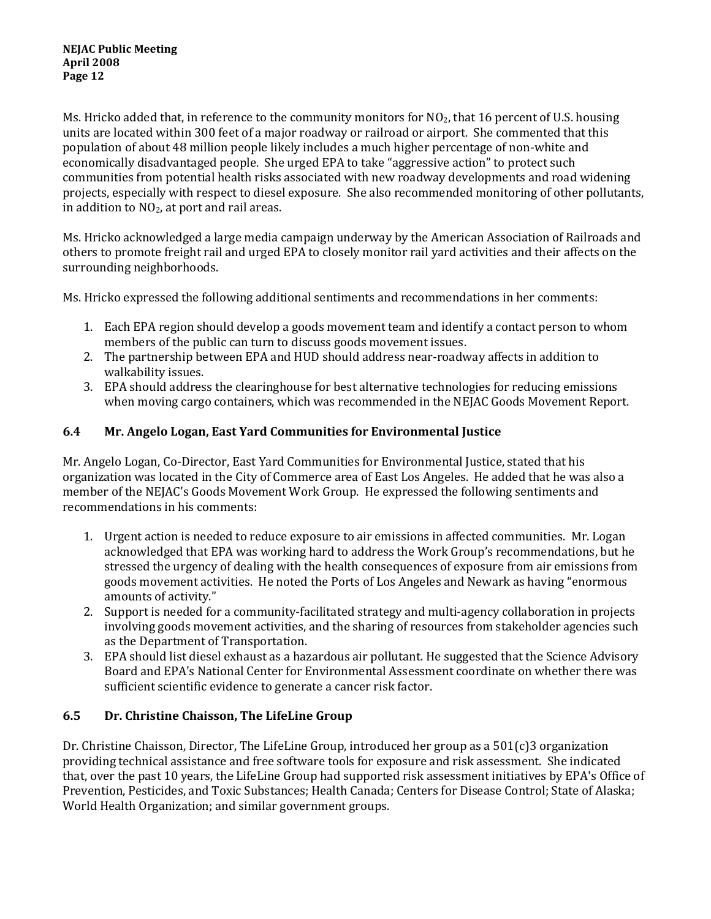Ms. Hricko added that, in reference to the community monitors for $NO_2$, that 16 percent of U.S. housing units are located within 300 feet of a major roadway or railroad or airport. She commented that this population of about 48 million people likely includes a much higher percentage of non-white and economically disadvantaged people. She urged EPA to take "aggressive action" to protect such communities from potential health risks associated with new roadway developments and road widening projects, especially with respect to diesel exposure. She also recommended monitoring of other pollutants, in addition to $NO_2$, at port and rail areas.

Ms. Hricko acknowledged a large media campaign underway by the American Association of Railroads and others to promote freight rail and urged EPA to closely monitor rail yard activities and their affects on the surrounding neighborhoods.

Ms. Hricko expressed the following additional sentiments and recommendations in her comments:

1. Each EPA region should develop a goods movement team and identify a contact person to whom members of the public can turn to discuss goods movement issues.
2. The partnership between EPA and HUD should address near-roadway affects in addition to walkability issues.
3. EPA should address the clearinghouse for best alternative technologies for reducing emissions when moving cargo containers, which was recommended in the NEJAC Goods Movement Report.

### 6.4 Mr. Angelo Logan, East Yard Communities for Environmental Justice

Mr. Angelo Logan, Co-Director, East Yard Communities for Environmental Justice, stated that his organization was located in the City of Commerce area of East Los Angeles. He added that he was also a member of the NEJAC's Goods Movement Work Group. He expressed the following sentiments and recommendations in his comments:

1. Urgent action is needed to reduce exposure to air emissions in affected communities. Mr. Logan acknowledged that EPA was working hard to address the Work Group's recommendations, but he stressed the urgency of dealing with the health consequences of exposure from air emissions from goods movement activities. He noted the Ports of Los Angeles and Newark as having "enormous amounts of activity."
2. Support is needed for a community-facilitated strategy and multi-agency collaboration in projects involving goods movement activities, and the sharing of resources from stakeholder agencies such as the Department of Transportation.
3. EPA should list diesel exhaust as a hazardous air pollutant. He suggested that the Science Advisory Board and EPA's National Center for Environmental Assessment coordinate on whether there was sufficient scientific evidence to generate a cancer risk factor.

### 6.5 Dr. Christine Chaisson, The LifeLine Group

Dr. Christine Chaisson, Director, The LifeLine Group, introduced her group as a 501(c)3 organization providing technical assistance and free software tools for exposure and risk assessment. She indicated that, over the past 10 years, the LifeLine Group had supported risk assessment initiatives by EPA's Office of Prevention, Pesticides, and Toxic Substances; Health Canada; Centers for Disease Control; State of Alaska; World Health Organization; and similar government groups.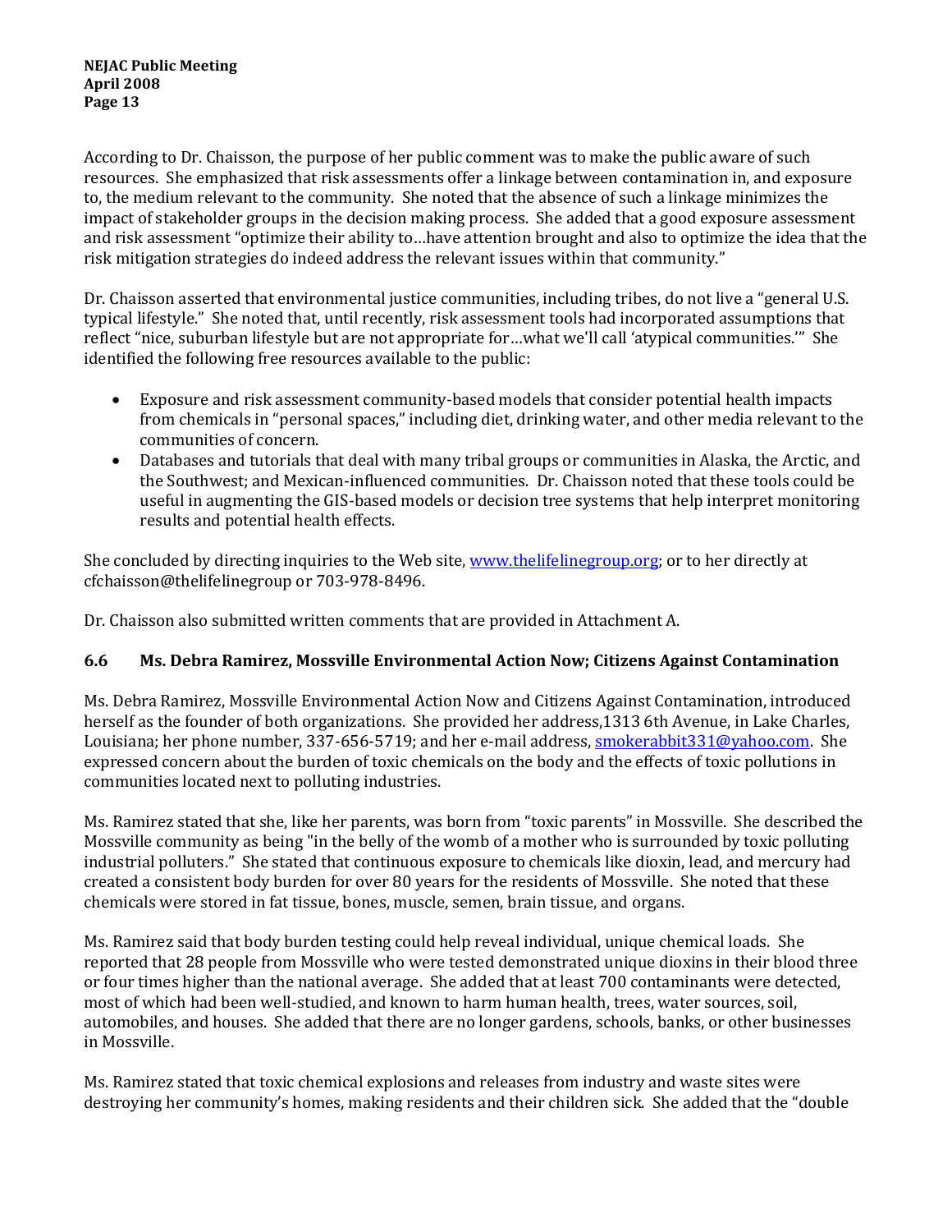According to Dr. Chaisson, the purpose of her public comment was to make the public aware of such resources. She emphasized that risk assessments offer a linkage between contamination in, and exposure to, the medium relevant to the community. She noted that the absence of such a linkage minimizes the impact of stakeholder groups in the decision making process. She added that a good exposure assessment and risk assessment "optimize their ability to…have attention brought and also to optimize the idea that the risk mitigation strategies do indeed address the relevant issues within that community."

Dr. Chaisson asserted that environmental justice communities, including tribes, do not live a "general U.S. typical lifestyle." She noted that, until recently, risk assessment tools had incorporated assumptions that reflect "nice, suburban lifestyle but are not appropriate for…what we'll call 'atypical communities.'" She identified the following free resources available to the public:

- Exposure and risk assessment community-based models that consider potential health impacts from chemicals in "personal spaces," including diet, drinking water, and other media relevant to the communities of concern.
- Databases and tutorials that deal with many tribal groups or communities in Alaska, the Arctic, and the Southwest; and Mexican-influenced communities. Dr. Chaisson noted that these tools could be useful in augmenting the GIS-based models or decision tree systems that help interpret monitoring results and potential health effects.

She concluded by directing inquiries to the Web site, www.thelifelinegroup.org; or to her directly at cfchaisson@thelifelinegroup or 703-978-8496.

Dr. Chaisson also submitted written comments that are provided in Attachment A.

### 6.6 Ms. Debra Ramirez, Mossville Environmental Action Now; Citizens Against Contamination

Ms. Debra Ramirez, Mossville Environmental Action Now and Citizens Against Contamination, introduced herself as the founder of both organizations. She provided her address,1313 6th Avenue, in Lake Charles, Louisiana; her phone number, 337-656-5719; and her e-mail address, smokerabbit331@yahoo.com. She expressed concern about the burden of toxic chemicals on the body and the effects of toxic pollutions in communities located next to polluting industries.

Ms. Ramirez stated that she, like her parents, was born from "toxic parents" in Mossville. She described the Mossville community as being "in the belly of the womb of a mother who is surrounded by toxic polluting industrial polluters." She stated that continuous exposure to chemicals like dioxin, lead, and mercury had created a consistent body burden for over 80 years for the residents of Mossville. She noted that these chemicals were stored in fat tissue, bones, muscle, semen, brain tissue, and organs.

Ms. Ramirez said that body burden testing could help reveal individual, unique chemical loads. She reported that 28 people from Mossville who were tested demonstrated unique dioxins in their blood three or four times higher than the national average. She added that at least 700 contaminants were detected, most of which had been well-studied, and known to harm human health, trees, water sources, soil, automobiles, and houses. She added that there are no longer gardens, schools, banks, or other businesses in Mossville.

Ms. Ramirez stated that toxic chemical explosions and releases from industry and waste sites were destroying her community's homes, making residents and their children sick. She added that the "double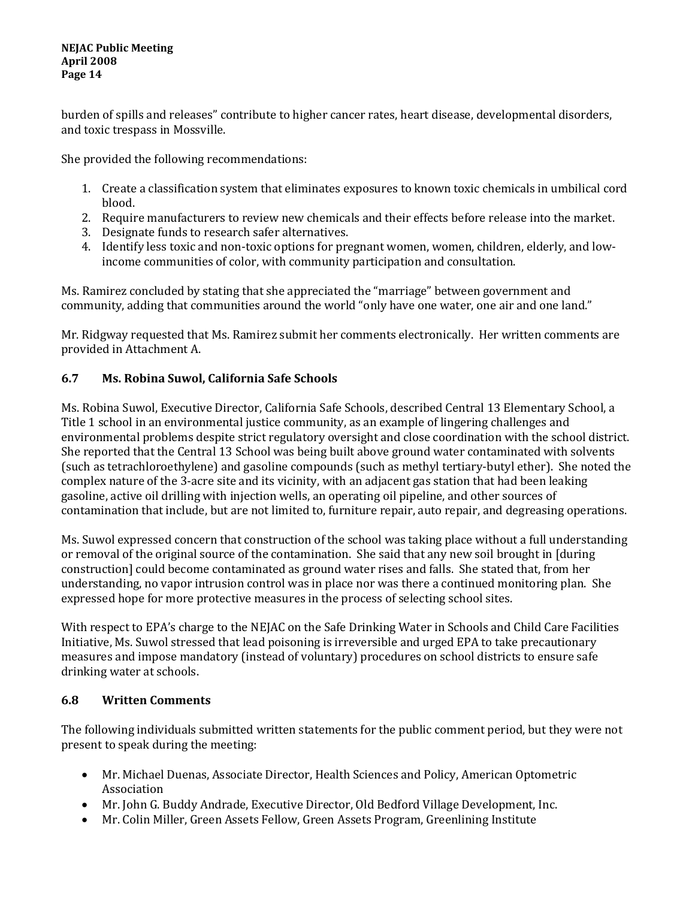burden of spills and releases" contribute to higher cancer rates, heart disease, developmental disorders, and toxic trespass in Mossville.

She provided the following recommendations:

1. Create a classification system that eliminates exposures to known toxic chemicals in umbilical cord blood.
2. Require manufacturers to review new chemicals and their effects before release into the market.
3. Designate funds to research safer alternatives.
4. Identify less toxic and non-toxic options for pregnant women, women, children, elderly, and low-income communities of color, with community participation and consultation.

Ms. Ramirez concluded by stating that she appreciated the "marriage" between government and community, adding that communities around the world "only have one water, one air and one land."

Mr. Ridgway requested that Ms. Ramirez submit her comments electronically. Her written comments are provided in Attachment A.

### 6.7 Ms. Robina Suwol, California Safe Schools

Ms. Robina Suwol, Executive Director, California Safe Schools, described Central 13 Elementary School, a Title 1 school in an environmental justice community, as an example of lingering challenges and environmental problems despite strict regulatory oversight and close coordination with the school district. She reported that the Central 13 School was being built above ground water contaminated with solvents (such as tetrachloroethylene) and gasoline compounds (such as methyl tertiary-butyl ether). She noted the complex nature of the 3-acre site and its vicinity, with an adjacent gas station that had been leaking gasoline, active oil drilling with injection wells, an operating oil pipeline, and other sources of contamination that include, but are not limited to, furniture repair, auto repair, and degreasing operations.

Ms. Suwol expressed concern that construction of the school was taking place without a full understanding or removal of the original source of the contamination. She said that any new soil brought in [during construction] could become contaminated as ground water rises and falls. She stated that, from her understanding, no vapor intrusion control was in place nor was there a continued monitoring plan. She expressed hope for more protective measures in the process of selecting school sites.

With respect to EPA's charge to the NEJAC on the Safe Drinking Water in Schools and Child Care Facilities Initiative, Ms. Suwol stressed that lead poisoning is irreversible and urged EPA to take precautionary measures and impose mandatory (instead of voluntary) procedures on school districts to ensure safe drinking water at schools.

### 6.8 Written Comments

The following individuals submitted written statements for the public comment period, but they were not present to speak during the meeting:

- Mr. Michael Duenas, Associate Director, Health Sciences and Policy, American Optometric Association
- Mr. John G. Buddy Andrade, Executive Director, Old Bedford Village Development, Inc.
- Mr. Colin Miller, Green Assets Fellow, Green Assets Program, Greenlining Institute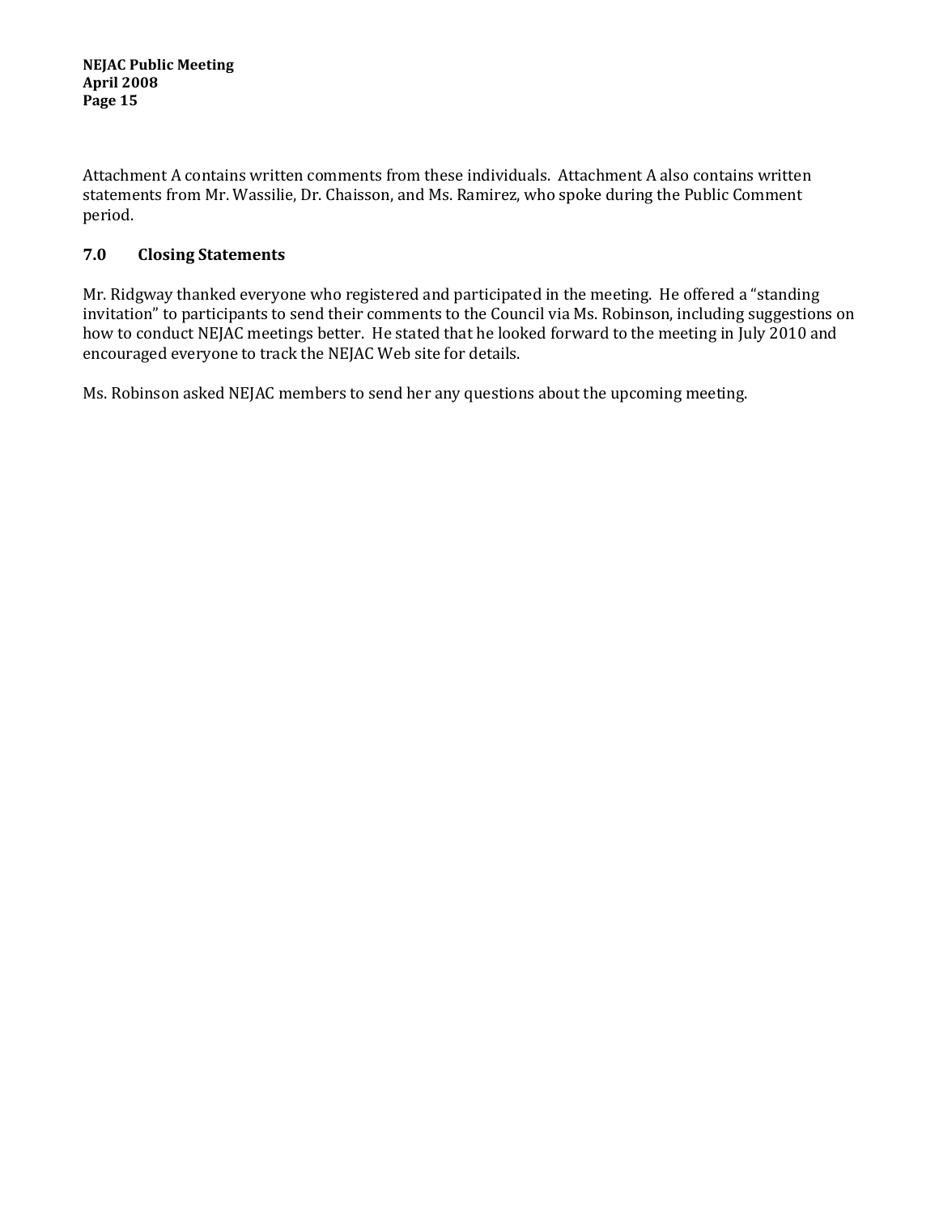Attachment A contains written comments from these individuals. Attachment A also contains written statements from Mr. Wassilie, Dr. Chaisson, and Ms. Ramirez, who spoke during the Public Comment period.

## 7.0 Closing Statements

Mr. Ridgway thanked everyone who registered and participated in the meeting. He offered a "standing invitation" to participants to send their comments to the Council via Ms. Robinson, including suggestions on how to conduct NEJAC meetings better. He stated that he looked forward to the meeting in July 2010 and encouraged everyone to track the NEJAC Web site for details.

Ms. Robinson asked NEJAC members to send her any questions about the upcoming meeting.